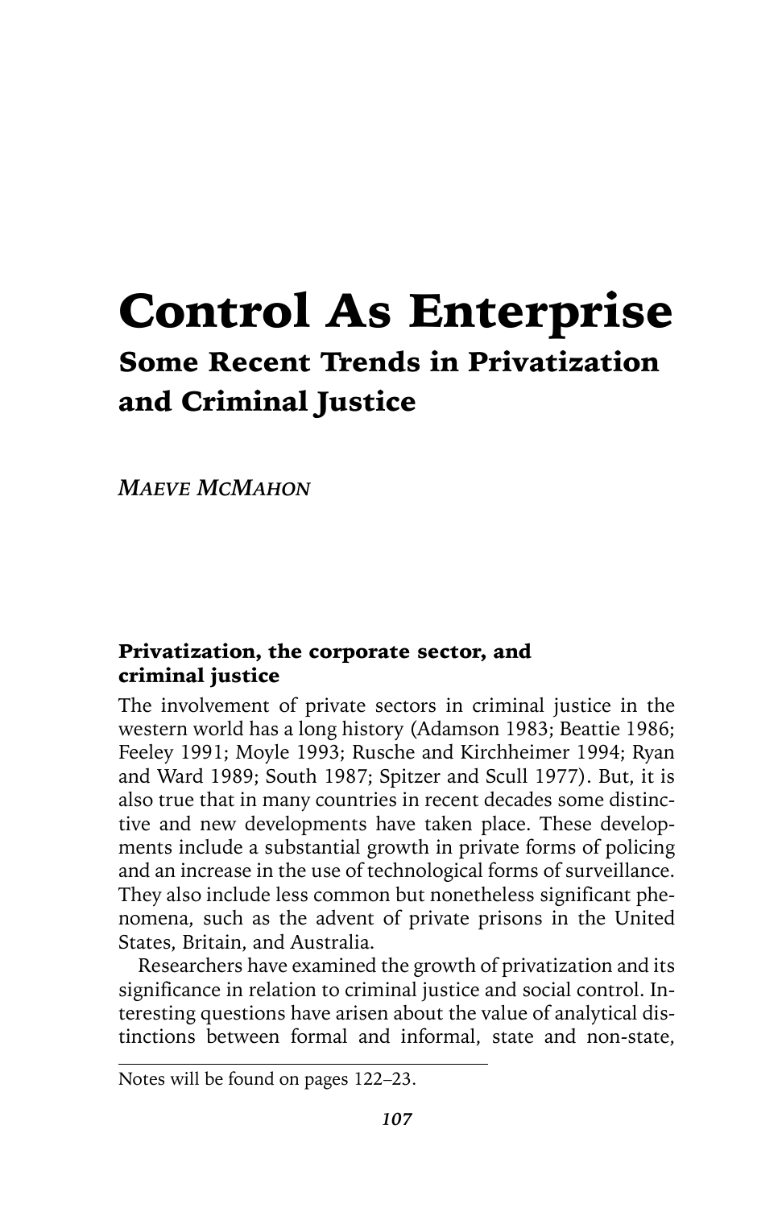# Control As Enterprise

## Some Recent Trends in Privatization and Criminal Justice

*MAEVE MCMAHON*

### Privatization, the corporate sector, and criminal justice

The involvement of private sectors in criminal justice in the western world has a long history (Adamson 1983; Beattie 1986; Feeley 1991; Moyle 1993; Rusche and Kirchheimer 1994; Ryan and Ward 1989; South 1987; Spitzer and Scull 1977). But, it is also true that in many countries in recent decades some distinctive and new developments have taken place. These developments include a substantial growth in private forms of policing and an increase in the use of technological forms of surveillance. They also include less common but nonetheless significant phenomena, such as the advent of private prisons in the United States, Britain, and Australia.

Researchers have examined the growth of privatization and its significance in relation to criminal justice and social control. Interesting questions have arisen about the value of analytical distinctions between formal and informal, state and non-state,

Notes will be found on pages 122–23.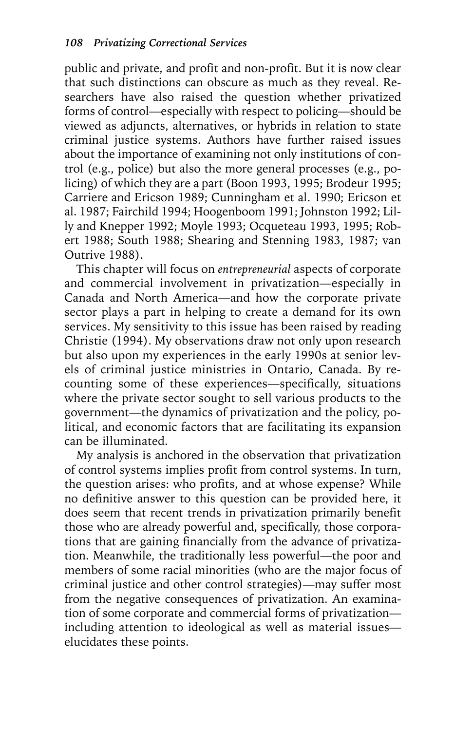public and private, and profit and non-profit. But it is now clear that such distinctions can obscure as much as they reveal. Researchers have also raised the question whether privatized forms of control—especially with respect to policing—should be viewed as adjuncts, alternatives, or hybrids in relation to state criminal justice systems. Authors have further raised issues about the importance of examining not only institutions of control (e.g., police) but also the more general processes (e.g., policing) of which they are a part (Boon 1993, 1995; Brodeur 1995; Carriere and Ericson 1989; Cunningham et al. 1990; Ericson et al. 1987; Fairchild 1994; Hoogenboom 1991; Johnston 1992; Lilly and Knepper 1992; Moyle 1993; Ocqueteau 1993, 1995; Robert 1988; South 1988; Shearing and Stenning 1983, 1987; van Outrive 1988).

This chapter will focus on *entrepreneurial* aspects of corporate and commercial involvement in privatization—especially in Canada and North America—and how the corporate private sector plays a part in helping to create a demand for its own services. My sensitivity to this issue has been raised by reading Christie (1994). My observations draw not only upon research but also upon my experiences in the early 1990s at senior levels of criminal justice ministries in Ontario, Canada. By recounting some of these experiences—specifically, situations where the private sector sought to sell various products to the government—the dynamics of privatization and the policy, political, and economic factors that are facilitating its expansion can be illuminated.

My analysis is anchored in the observation that privatization of control systems implies profit from control systems. In turn, the question arises: who profits, and at whose expense? While no definitive answer to this question can be provided here, it does seem that recent trends in privatization primarily benefit those who are already powerful and, specifically, those corporations that are gaining financially from the advance of privatization. Meanwhile, the traditionally less powerful—the poor and members of some racial minorities (who are the major focus of criminal justice and other control strategies)—may suffer most from the negative consequences of privatization. An examination of some corporate and commercial forms of privatization—including attention to ideological as well as material issues—elucidates these points.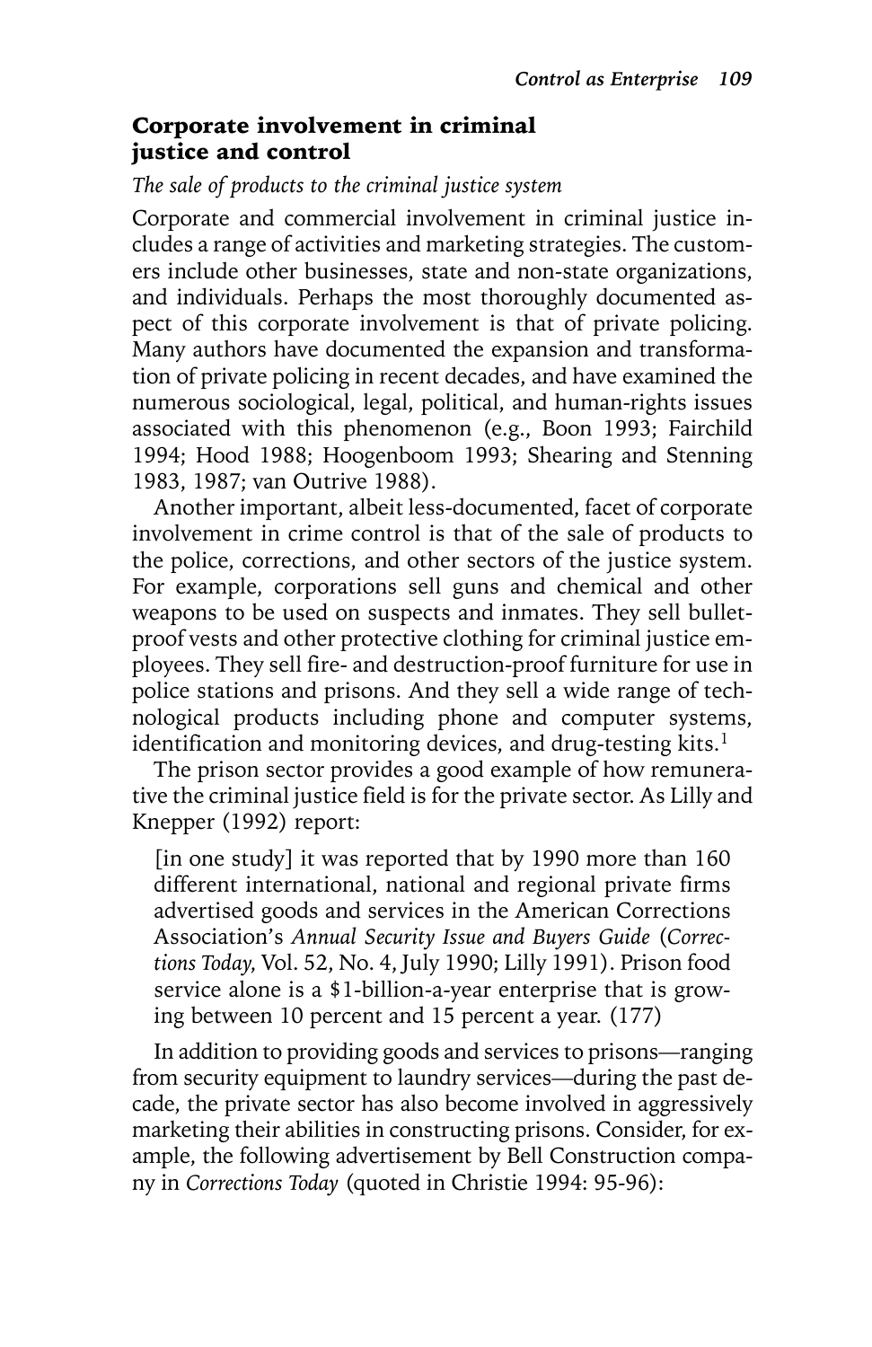## Corporate involvement in criminal justice and control

*The sale of products to the criminal justice system*

Corporate and commercial involvement in criminal justice includes a range of activities and marketing strategies. The customers include other businesses, state and non-state organizations, and individuals. Perhaps the most thoroughly documented aspect of this corporate involvement is that of private policing. Many authors have documented the expansion and transformation of private policing in recent decades, and have examined the numerous sociological, legal, political, and human-rights issues associated with this phenomenon (e.g., Boon 1993; Fairchild 1994; Hood 1988; Hoogenboom 1993; Shearing and Stenning 1983, 1987; van Outrive 1988).

Another important, albeit less-documented, facet of corporate involvement in crime control is that of the sale of products to the police, corrections, and other sectors of the justice system. For example, corporations sell guns and chemical and other weapons to be used on suspects and inmates. They sell bulletproof vests and other protective clothing for criminal justice employees. They sell fire- and destruction-proof furniture for use in police stations and prisons. And they sell a wide range of technological products including phone and computer systems, identification and monitoring devices, and drug-testing kits.[1]

The prison sector provides a good example of how remunerative the criminal justice field is for the private sector. As Lilly and Knepper (1992) report:

> [in one study] it was reported that by 1990 more than 160 different international, national and regional private firms advertised goods and services in the American Corrections Association's *Annual Security Issue and Buyers Guide* (*Corrections Today*, Vol. 52, No. 4, July 1990; Lilly 1991). Prison food service alone is a $1-billion-a-year enterprise that is growing between 10 percent and 15 percent a year. (177)

In addition to providing goods and services to prisons—ranging from security equipment to laundry services—during the past decade, the private sector has also become involved in aggressively marketing their abilities in constructing prisons. Consider, for example, the following advertisement by Bell Construction company in *Corrections Today* (quoted in Christie 1994: 95-96):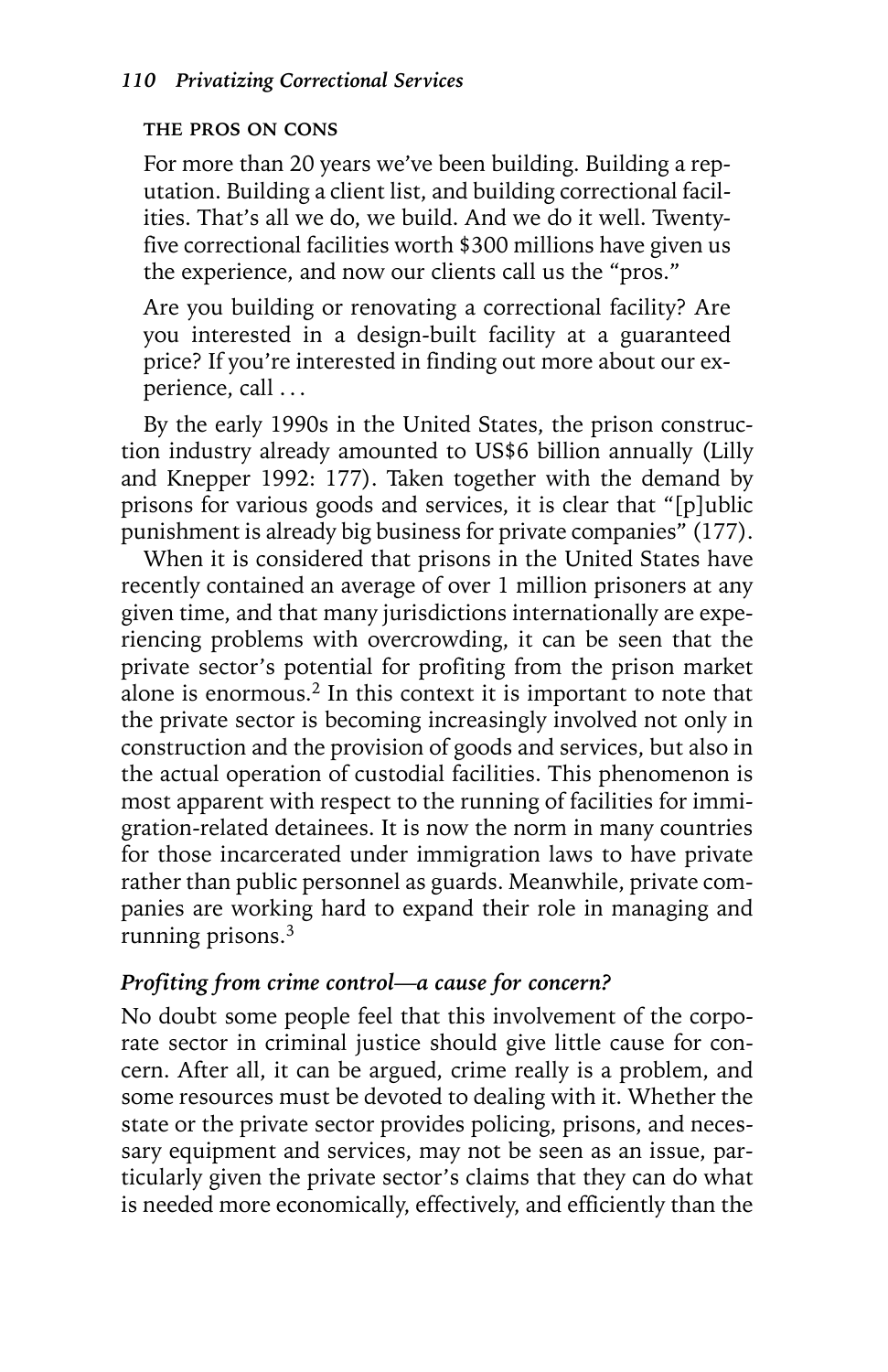THE PROS ON CONS

> For more than 20 years we've been building. Building a reputation. Building a client list, and building correctional facilities. That's all we do, we build. And we do it well. Twenty-five correctional facilities worth $300 millions have given us the experience, and now our clients call us the "pros."
>
> Are you building or renovating a correctional facility? Are you interested in a design-built facility at a guaranteed price? If you're interested in finding out more about our experience, call . . .

By the early 1990s in the United States, the prison construction industry already amounted to US$6 billion annually (Lilly and Knepper 1992: 177). Taken together with the demand by prisons for various goods and services, it is clear that "[p]ublic punishment is already big business for private companies" (177).

When it is considered that prisons in the United States have recently contained an average of over 1 million prisoners at any given time, and that many jurisdictions internationally are experiencing problems with overcrowding, it can be seen that the private sector's potential for profiting from the prison market alone is enormous.[2] In this context it is important to note that the private sector is becoming increasingly involved not only in construction and the provision of goods and services, but also in the actual operation of custodial facilities. This phenomenon is most apparent with respect to the running of facilities for immigration-related detainees. It is now the norm in many countries for those incarcerated under immigration laws to have private rather than public personnel as guards. Meanwhile, private companies are working hard to expand their role in managing and running prisons.[3]

### *Profiting from crime control—a cause for concern?*

No doubt some people feel that this involvement of the corporate sector in criminal justice should give little cause for concern. After all, it can be argued, crime really is a problem, and some resources must be devoted to dealing with it. Whether the state or the private sector provides policing, prisons, and necessary equipment and services, may not be seen as an issue, particularly given the private sector's claims that they can do what is needed more economically, effectively, and efficiently than the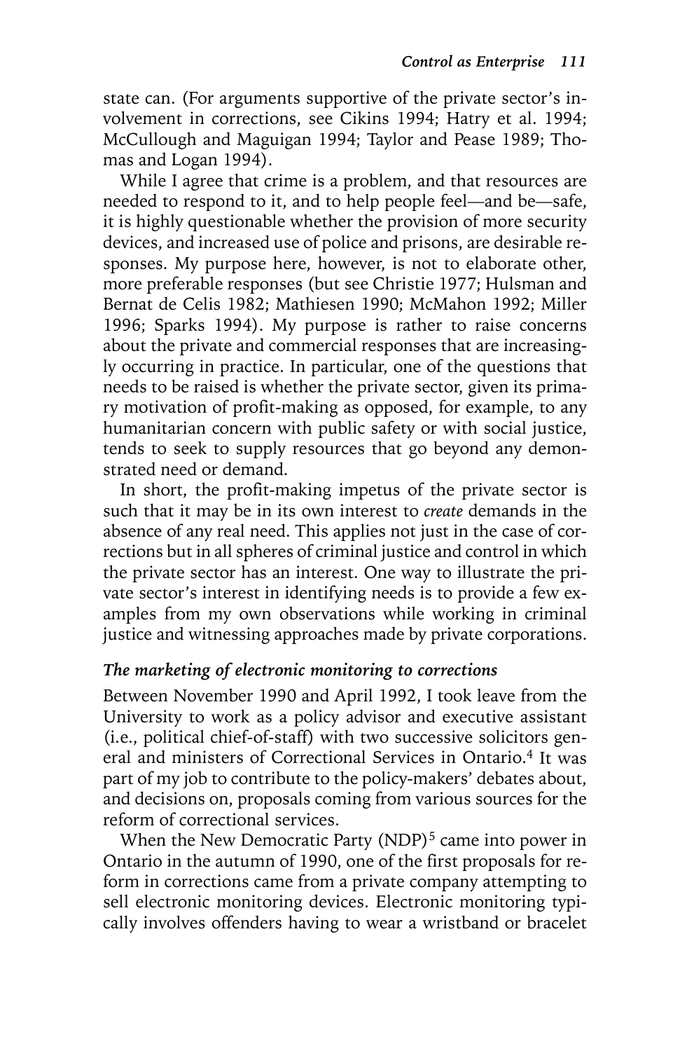state can. (For arguments supportive of the private sector's involvement in corrections, see Cikins 1994; Hatry et al. 1994; McCullough and Maguigan 1994; Taylor and Pease 1989; Thomas and Logan 1994).

While I agree that crime is a problem, and that resources are needed to respond to it, and to help people feel—and be—safe, it is highly questionable whether the provision of more security devices, and increased use of police and prisons, are desirable responses. My purpose here, however, is not to elaborate other, more preferable responses (but see Christie 1977; Hulsman and Bernat de Celis 1982; Mathiesen 1990; McMahon 1992; Miller 1996; Sparks 1994). My purpose is rather to raise concerns about the private and commercial responses that are increasingly occurring in practice. In particular, one of the questions that needs to be raised is whether the private sector, given its primary motivation of profit-making as opposed, for example, to any humanitarian concern with public safety or with social justice, tends to seek to supply resources that go beyond any demonstrated need or demand.

In short, the profit-making impetus of the private sector is such that it may be in its own interest to *create* demands in the absence of any real need. This applies not just in the case of corrections but in all spheres of criminal justice and control in which the private sector has an interest. One way to illustrate the private sector's interest in identifying needs is to provide a few examples from my own observations while working in criminal justice and witnessing approaches made by private corporations.

### *The marketing of electronic monitoring to corrections*

Between November 1990 and April 1992, I took leave from the University to work as a policy advisor and executive assistant (i.e., political chief-of-staff) with two successive solicitors general and ministers of Correctional Services in Ontario.[4] It was part of my job to contribute to the policy-makers' debates about, and decisions on, proposals coming from various sources for the reform of correctional services.

When the New Democratic Party (NDP)[5] came into power in Ontario in the autumn of 1990, one of the first proposals for reform in corrections came from a private company attempting to sell electronic monitoring devices. Electronic monitoring typically involves offenders having to wear a wristband or bracelet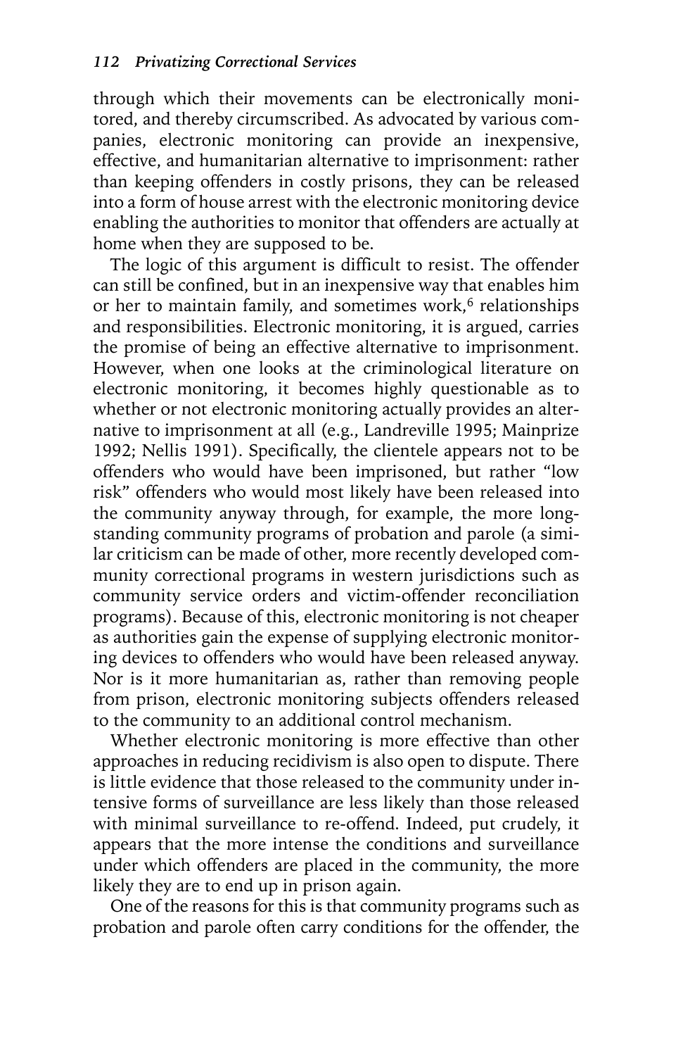through which their movements can be electronically monitored, and thereby circumscribed. As advocated by various companies, electronic monitoring can provide an inexpensive, effective, and humanitarian alternative to imprisonment: rather than keeping offenders in costly prisons, they can be released into a form of house arrest with the electronic monitoring device enabling the authorities to monitor that offenders are actually at home when they are supposed to be.

The logic of this argument is difficult to resist. The offender can still be confined, but in an inexpensive way that enables him or her to maintain family, and sometimes work,[6] relationships and responsibilities. Electronic monitoring, it is argued, carries the promise of being an effective alternative to imprisonment. However, when one looks at the criminological literature on electronic monitoring, it becomes highly questionable as to whether or not electronic monitoring actually provides an alternative to imprisonment at all (e.g., Landreville 1995; Mainprize 1992; Nellis 1991). Specifically, the clientele appears not to be offenders who would have been imprisoned, but rather "low risk" offenders who would most likely have been released into the community anyway through, for example, the more longstanding community programs of probation and parole (a similar criticism can be made of other, more recently developed community correctional programs in western jurisdictions such as community service orders and victim-offender reconciliation programs). Because of this, electronic monitoring is not cheaper as authorities gain the expense of supplying electronic monitoring devices to offenders who would have been released anyway. Nor is it more humanitarian as, rather than removing people from prison, electronic monitoring subjects offenders released to the community to an additional control mechanism.

Whether electronic monitoring is more effective than other approaches in reducing recidivism is also open to dispute. There is little evidence that those released to the community under intensive forms of surveillance are less likely than those released with minimal surveillance to re-offend. Indeed, put crudely, it appears that the more intense the conditions and surveillance under which offenders are placed in the community, the more likely they are to end up in prison again.

One of the reasons for this is that community programs such as probation and parole often carry conditions for the offender, the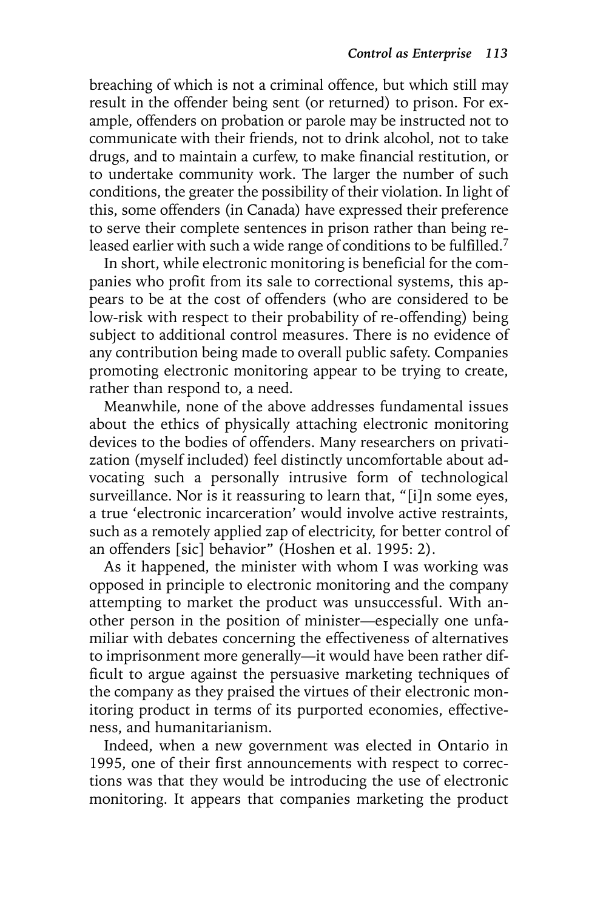breaching of which is not a criminal offence, but which still may result in the offender being sent (or returned) to prison. For example, offenders on probation or parole may be instructed not to communicate with their friends, not to drink alcohol, not to take drugs, and to maintain a curfew, to make financial restitution, or to undertake community work. The larger the number of such conditions, the greater the possibility of their violation. In light of this, some offenders (in Canada) have expressed their preference to serve their complete sentences in prison rather than being released earlier with such a wide range of conditions to be fulfilled.[7]

In short, while electronic monitoring is beneficial for the companies who profit from its sale to correctional systems, this appears to be at the cost of offenders (who are considered to be low-risk with respect to their probability of re-offending) being subject to additional control measures. There is no evidence of any contribution being made to overall public safety. Companies promoting electronic monitoring appear to be trying to create, rather than respond to, a need.

Meanwhile, none of the above addresses fundamental issues about the ethics of physically attaching electronic monitoring devices to the bodies of offenders. Many researchers on privatization (myself included) feel distinctly uncomfortable about advocating such a personally intrusive form of technological surveillance. Nor is it reassuring to learn that, "[i]n some eyes, a true 'electronic incarceration' would involve active restraints, such as a remotely applied zap of electricity, for better control of an offenders [sic] behavior" (Hoshen et al. 1995: 2).

As it happened, the minister with whom I was working was opposed in principle to electronic monitoring and the company attempting to market the product was unsuccessful. With another person in the position of minister—especially one unfamiliar with debates concerning the effectiveness of alternatives to imprisonment more generally—it would have been rather difficult to argue against the persuasive marketing techniques of the company as they praised the virtues of their electronic monitoring product in terms of its purported economies, effectiveness, and humanitarianism.

Indeed, when a new government was elected in Ontario in 1995, one of their first announcements with respect to corrections was that they would be introducing the use of electronic monitoring. It appears that companies marketing the product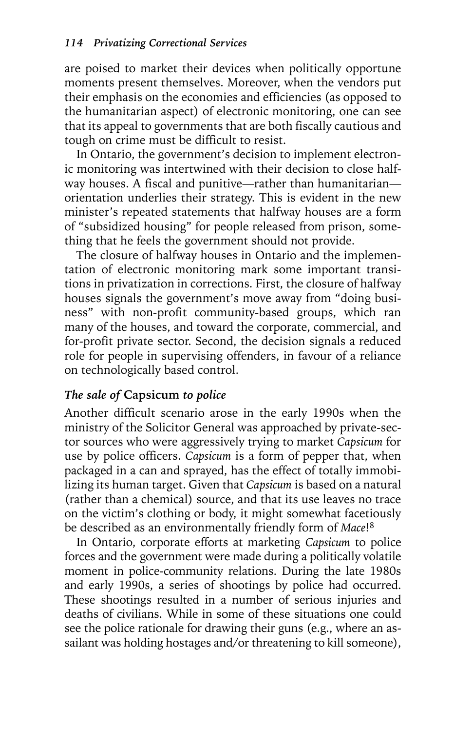are poised to market their devices when politically opportune moments present themselves. Moreover, when the vendors put their emphasis on the economies and efficiencies (as opposed to the humanitarian aspect) of electronic monitoring, one can see that its appeal to governments that are both fiscally cautious and tough on crime must be difficult to resist.

In Ontario, the government's decision to implement electronic monitoring was intertwined with their decision to close halfway houses. A fiscal and punitive—rather than humanitarian—orientation underlies their strategy. This is evident in the new minister's repeated statements that halfway houses are a form of "subsidized housing" for people released from prison, something that he feels the government should not provide.

The closure of halfway houses in Ontario and the implementation of electronic monitoring mark some important transitions in privatization in corrections. First, the closure of halfway houses signals the government's move away from "doing business" with non-profit community-based groups, which ran many of the houses, and toward the corporate, commercial, and for-profit private sector. Second, the decision signals a reduced role for people in supervising offenders, in favour of a reliance on technologically based control.

### *The sale of* **Capsicum** *to police*

Another difficult scenario arose in the early 1990s when the ministry of the Solicitor General was approached by private-sector sources who were aggressively trying to market *Capsicum* for use by police officers. *Capsicum* is a form of pepper that, when packaged in a can and sprayed, has the effect of totally immobilizing its human target. Given that *Capsicum* is based on a natural (rather than a chemical) source, and that its use leaves no trace on the victim's clothing or body, it might somewhat facetiously be described as an environmentally friendly form of *Mace*![8]

In Ontario, corporate efforts at marketing *Capsicum* to police forces and the government were made during a politically volatile moment in police-community relations. During the late 1980s and early 1990s, a series of shootings by police had occurred. These shootings resulted in a number of serious injuries and deaths of civilians. While in some of these situations one could see the police rationale for drawing their guns (e.g., where an assailant was holding hostages and/or threatening to kill someone),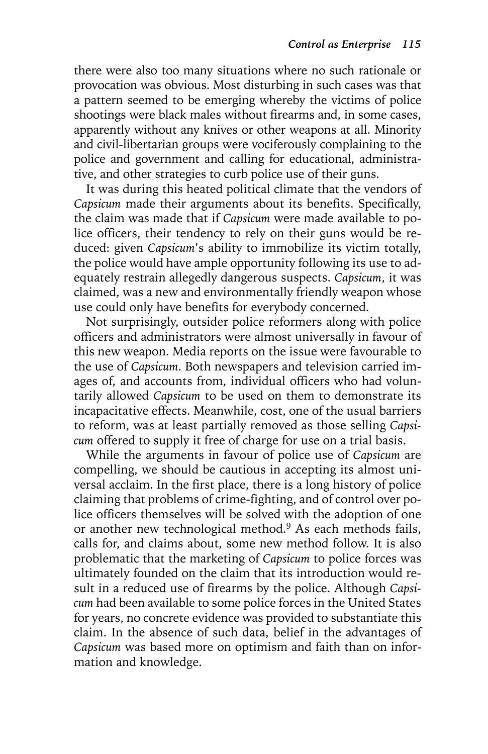there were also too many situations where no such rationale or provocation was obvious. Most disturbing in such cases was that a pattern seemed to be emerging whereby the victims of police shootings were black males without firearms and, in some cases, apparently without any knives or other weapons at all. Minority and civil-libertarian groups were vociferously complaining to the police and government and calling for educational, administrative, and other strategies to curb police use of their guns.

It was during this heated political climate that the vendors of *Capsicum* made their arguments about its benefits. Specifically, the claim was made that if *Capsicum* were made available to police officers, their tendency to rely on their guns would be reduced: given *Capsicum*'s ability to immobilize its victim totally, the police would have ample opportunity following its use to adequately restrain allegedly dangerous suspects. *Capsicum*, it was claimed, was a new and environmentally friendly weapon whose use could only have benefits for everybody concerned.

Not surprisingly, outsider police reformers along with police officers and administrators were almost universally in favour of this new weapon. Media reports on the issue were favourable to the use of *Capsicum*. Both newspapers and television carried images of, and accounts from, individual officers who had voluntarily allowed *Capsicum* to be used on them to demonstrate its incapacitative effects. Meanwhile, cost, one of the usual barriers to reform, was at least partially removed as those selling *Capsicum* offered to supply it free of charge for use on a trial basis.

While the arguments in favour of police use of *Capsicum* are compelling, we should be cautious in accepting its almost universal acclaim. In the first place, there is a long history of police claiming that problems of crime-fighting, and of control over police officers themselves will be solved with the adoption of one or another new technological method.[9] As each methods fails, calls for, and claims about, some new method follow. It is also problematic that the marketing of *Capsicum* to police forces was ultimately founded on the claim that its introduction would result in a reduced use of firearms by the police. Although *Capsicum* had been available to some police forces in the United States for years, no concrete evidence was provided to substantiate this claim. In the absence of such data, belief in the advantages of *Capsicum* was based more on optimism and faith than on information and knowledge.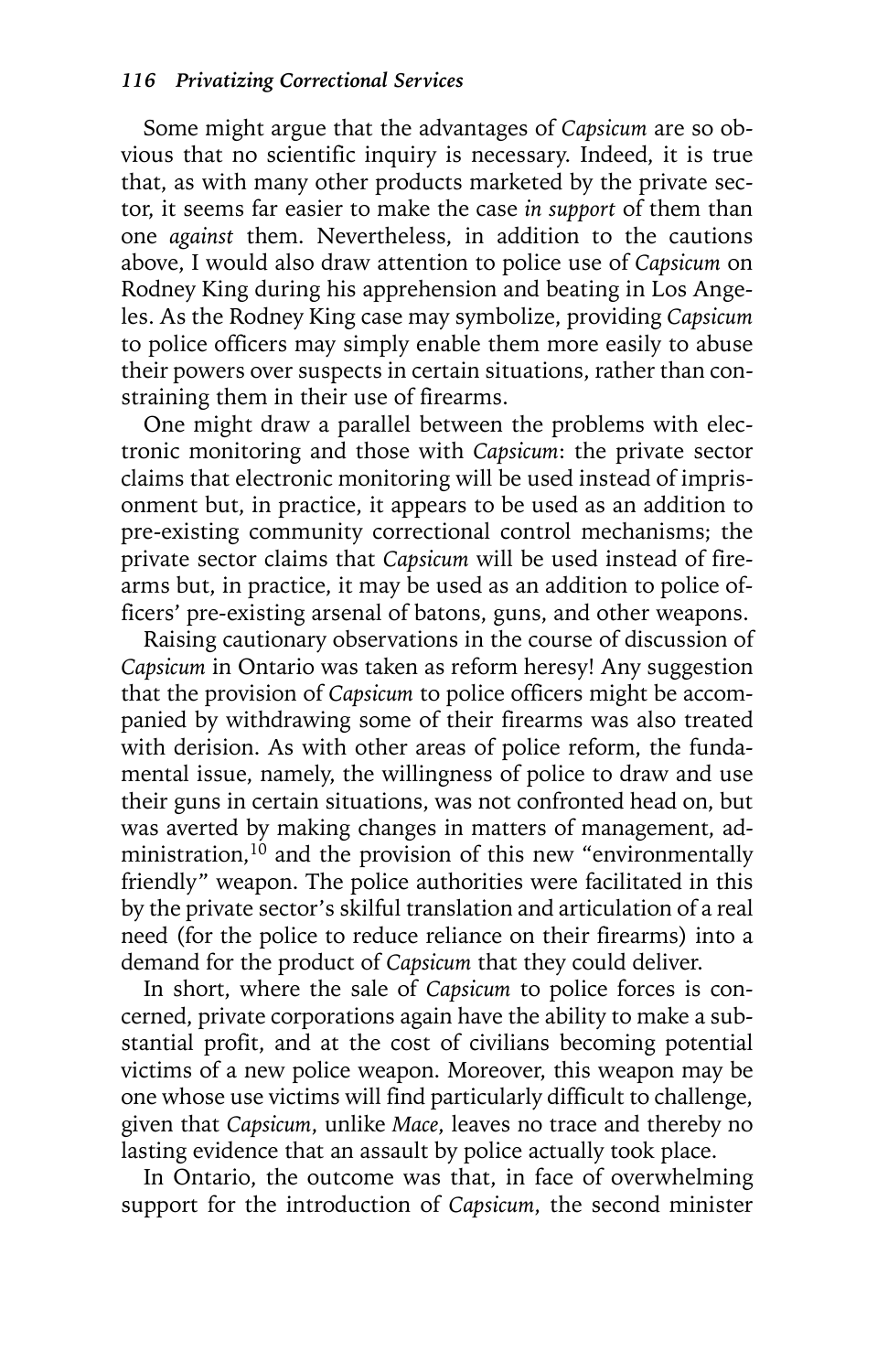Some might argue that the advantages of *Capsicum* are so obvious that no scientific inquiry is necessary. Indeed, it is true that, as with many other products marketed by the private sector, it seems far easier to make the case *in support* of them than one *against* them. Nevertheless, in addition to the cautions above, I would also draw attention to police use of *Capsicum* on Rodney King during his apprehension and beating in Los Angeles. As the Rodney King case may symbolize, providing *Capsicum* to police officers may simply enable them more easily to abuse their powers over suspects in certain situations, rather than constraining them in their use of firearms.

One might draw a parallel between the problems with electronic monitoring and those with *Capsicum*: the private sector claims that electronic monitoring will be used instead of imprisonment but, in practice, it appears to be used as an addition to pre-existing community correctional control mechanisms; the private sector claims that *Capsicum* will be used instead of firearms but, in practice, it may be used as an addition to police officers' pre-existing arsenal of batons, guns, and other weapons.

Raising cautionary observations in the course of discussion of *Capsicum* in Ontario was taken as reform heresy! Any suggestion that the provision of *Capsicum* to police officers might be accompanied by withdrawing some of their firearms was also treated with derision. As with other areas of police reform, the fundamental issue, namely, the willingness of police to draw and use their guns in certain situations, was not confronted head on, but was averted by making changes in matters of management, administration,[10] and the provision of this new "environmentally friendly" weapon. The police authorities were facilitated in this by the private sector's skilful translation and articulation of a real need (for the police to reduce reliance on their firearms) into a demand for the product of *Capsicum* that they could deliver.

In short, where the sale of *Capsicum* to police forces is concerned, private corporations again have the ability to make a substantial profit, and at the cost of civilians becoming potential victims of a new police weapon. Moreover, this weapon may be one whose use victims will find particularly difficult to challenge, given that *Capsicum*, unlike *Mace*, leaves no trace and thereby no lasting evidence that an assault by police actually took place.

In Ontario, the outcome was that, in face of overwhelming support for the introduction of *Capsicum*, the second minister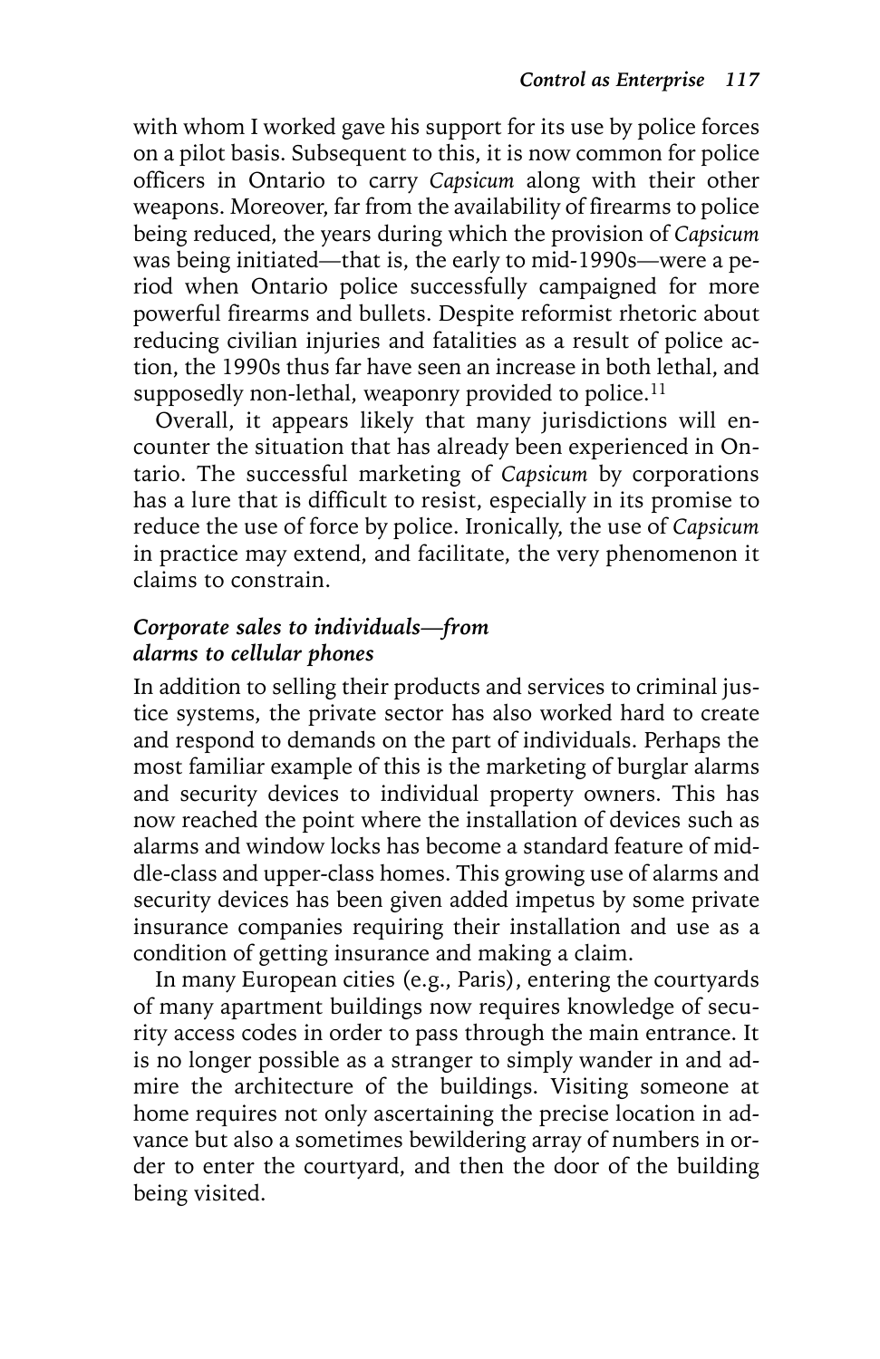with whom I worked gave his support for its use by police forces on a pilot basis. Subsequent to this, it is now common for police officers in Ontario to carry *Capsicum* along with their other weapons. Moreover, far from the availability of firearms to police being reduced, the years during which the provision of *Capsicum* was being initiated—that is, the early to mid-1990s—were a period when Ontario police successfully campaigned for more powerful firearms and bullets. Despite reformist rhetoric about reducing civilian injuries and fatalities as a result of police action, the 1990s thus far have seen an increase in both lethal, and supposedly non-lethal, weaponry provided to police.[11]

Overall, it appears likely that many jurisdictions will encounter the situation that has already been experienced in Ontario. The successful marketing of *Capsicum* by corporations has a lure that is difficult to resist, especially in its promise to reduce the use of force by police. Ironically, the use of *Capsicum* in practice may extend, and facilitate, the very phenomenon it claims to constrain.

### *Corporate sales to individuals—from alarms to cellular phones*

In addition to selling their products and services to criminal justice systems, the private sector has also worked hard to create and respond to demands on the part of individuals. Perhaps the most familiar example of this is the marketing of burglar alarms and security devices to individual property owners. This has now reached the point where the installation of devices such as alarms and window locks has become a standard feature of middle-class and upper-class homes. This growing use of alarms and security devices has been given added impetus by some private insurance companies requiring their installation and use as a condition of getting insurance and making a claim.

In many European cities (e.g., Paris), entering the courtyards of many apartment buildings now requires knowledge of security access codes in order to pass through the main entrance. It is no longer possible as a stranger to simply wander in and admire the architecture of the buildings. Visiting someone at home requires not only ascertaining the precise location in advance but also a sometimes bewildering array of numbers in order to enter the courtyard, and then the door of the building being visited.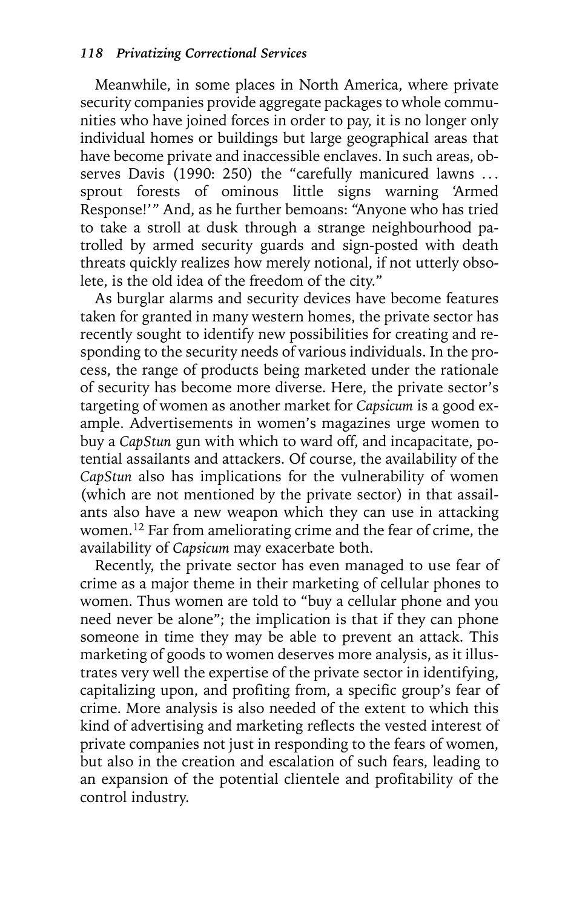Meanwhile, in some places in North America, where private security companies provide aggregate packages to whole communities who have joined forces in order to pay, it is no longer only individual homes or buildings but large geographical areas that have become private and inaccessible enclaves. In such areas, observes Davis (1990: 250) the "carefully manicured lawns . . . sprout forests of ominous little signs warning 'Armed Response!'" And, as he further bemoans: "Anyone who has tried to take a stroll at dusk through a strange neighbourhood patrolled by armed security guards and sign-posted with death threats quickly realizes how merely notional, if not utterly obsolete, is the old idea of the freedom of the city."

As burglar alarms and security devices have become features taken for granted in many western homes, the private sector has recently sought to identify new possibilities for creating and responding to the security needs of various individuals. In the process, the range of products being marketed under the rationale of security has become more diverse. Here, the private sector's targeting of women as another market for *Capsicum* is a good example. Advertisements in women's magazines urge women to buy a *CapStun* gun with which to ward off, and incapacitate, potential assailants and attackers. Of course, the availability of the *CapStun* also has implications for the vulnerability of women (which are not mentioned by the private sector) in that assailants also have a new weapon which they can use in attacking women.[12] Far from ameliorating crime and the fear of crime, the availability of *Capsicum* may exacerbate both.

Recently, the private sector has even managed to use fear of crime as a major theme in their marketing of cellular phones to women. Thus women are told to "buy a cellular phone and you need never be alone"; the implication is that if they can phone someone in time they may be able to prevent an attack. This marketing of goods to women deserves more analysis, as it illustrates very well the expertise of the private sector in identifying, capitalizing upon, and profiting from, a specific group's fear of crime. More analysis is also needed of the extent to which this kind of advertising and marketing reflects the vested interest of private companies not just in responding to the fears of women, but also in the creation and escalation of such fears, leading to an expansion of the potential clientele and profitability of the control industry.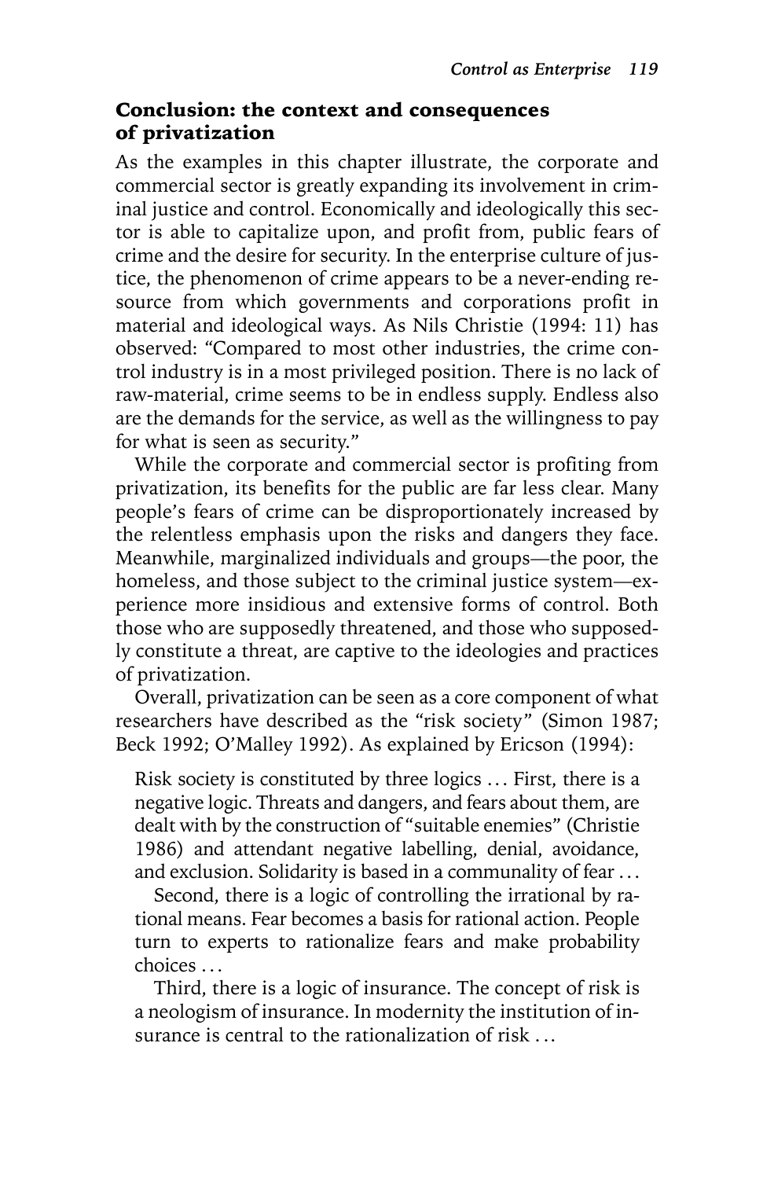## Conclusion: the context and consequences of privatization

As the examples in this chapter illustrate, the corporate and commercial sector is greatly expanding its involvement in criminal justice and control. Economically and ideologically this sector is able to capitalize upon, and profit from, public fears of crime and the desire for security. In the enterprise culture of justice, the phenomenon of crime appears to be a never-ending resource from which governments and corporations profit in material and ideological ways. As Nils Christie (1994: 11) has observed: "Compared to most other industries, the crime control industry is in a most privileged position. There is no lack of raw-material, crime seems to be in endless supply. Endless also are the demands for the service, as well as the willingness to pay for what is seen as security."

While the corporate and commercial sector is profiting from privatization, its benefits for the public are far less clear. Many people's fears of crime can be disproportionately increased by the relentless emphasis upon the risks and dangers they face. Meanwhile, marginalized individuals and groups—the poor, the homeless, and those subject to the criminal justice system—experience more insidious and extensive forms of control. Both those who are supposedly threatened, and those who supposedly constitute a threat, are captive to the ideologies and practices of privatization.

Overall, privatization can be seen as a core component of what researchers have described as the "risk society" (Simon 1987; Beck 1992; O'Malley 1992). As explained by Ericson (1994):

> Risk society is constituted by three logics ... First, there is a negative logic. Threats and dangers, and fears about them, are dealt with by the construction of "suitable enemies" (Christie 1986) and attendant negative labelling, denial, avoidance, and exclusion. Solidarity is based in a communality of fear ...
>
> Second, there is a logic of controlling the irrational by rational means. Fear becomes a basis for rational action. People turn to experts to rationalize fears and make probability choices ...
>
> Third, there is a logic of insurance. The concept of risk is a neologism of insurance. In modernity the institution of insurance is central to the rationalization of risk ...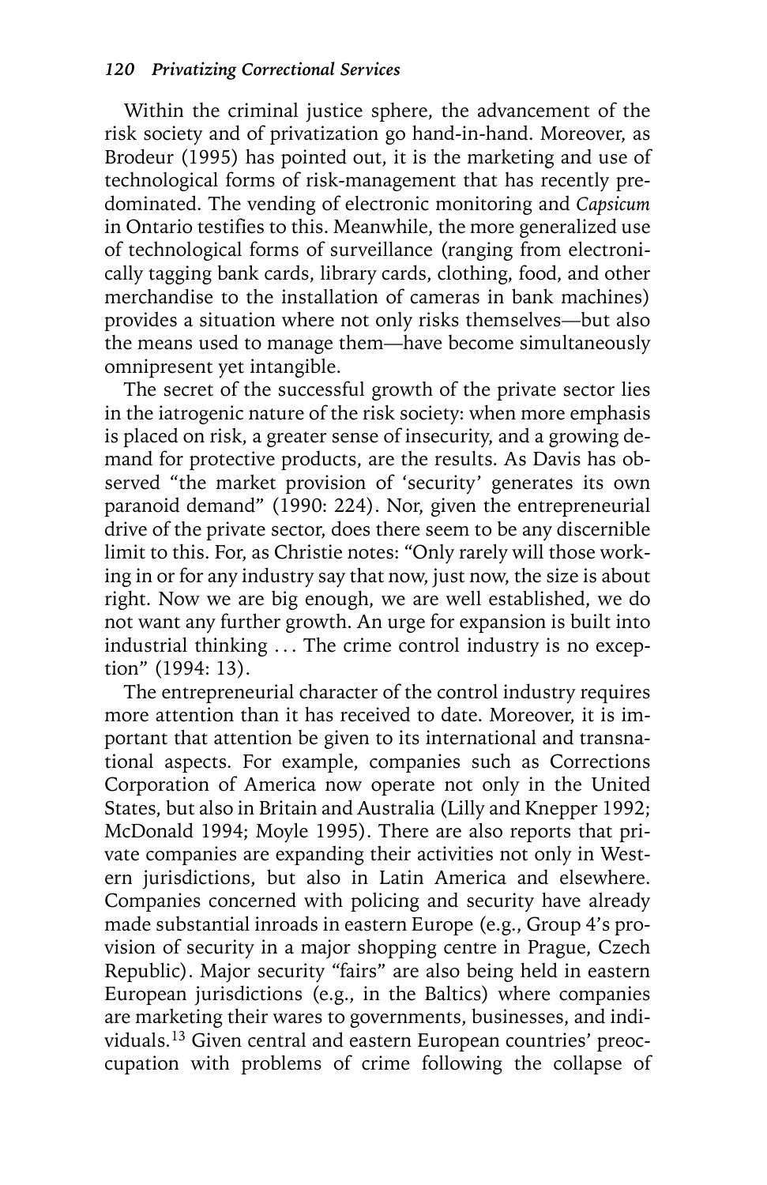Within the criminal justice sphere, the advancement of the risk society and of privatization go hand-in-hand. Moreover, as Brodeur (1995) has pointed out, it is the marketing and use of technological forms of risk-management that has recently predominated. The vending of electronic monitoring and *Capsicum* in Ontario testifies to this. Meanwhile, the more generalized use of technological forms of surveillance (ranging from electronically tagging bank cards, library cards, clothing, food, and other merchandise to the installation of cameras in bank machines) provides a situation where not only risks themselves—but also the means used to manage them—have become simultaneously omnipresent yet intangible.

The secret of the successful growth of the private sector lies in the iatrogenic nature of the risk society: when more emphasis is placed on risk, a greater sense of insecurity, and a growing demand for protective products, are the results. As Davis has observed "the market provision of 'security' generates its own paranoid demand" (1990: 224). Nor, given the entrepreneurial drive of the private sector, does there seem to be any discernible limit to this. For, as Christie notes: "Only rarely will those working in or for any industry say that now, just now, the size is about right. Now we are big enough, we are well established, we do not want any further growth. An urge for expansion is built into industrial thinking . . . The crime control industry is no exception" (1994: 13).

The entrepreneurial character of the control industry requires more attention than it has received to date. Moreover, it is important that attention be given to its international and transnational aspects. For example, companies such as Corrections Corporation of America now operate not only in the United States, but also in Britain and Australia (Lilly and Knepper 1992; McDonald 1994; Moyle 1995). There are also reports that private companies are expanding their activities not only in Western jurisdictions, but also in Latin America and elsewhere. Companies concerned with policing and security have already made substantial inroads in eastern Europe (e.g., Group 4's provision of security in a major shopping centre in Prague, Czech Republic). Major security "fairs" are also being held in eastern European jurisdictions (e.g., in the Baltics) where companies are marketing their wares to governments, businesses, and individuals.[13] Given central and eastern European countries' preoccupation with problems of crime following the collapse of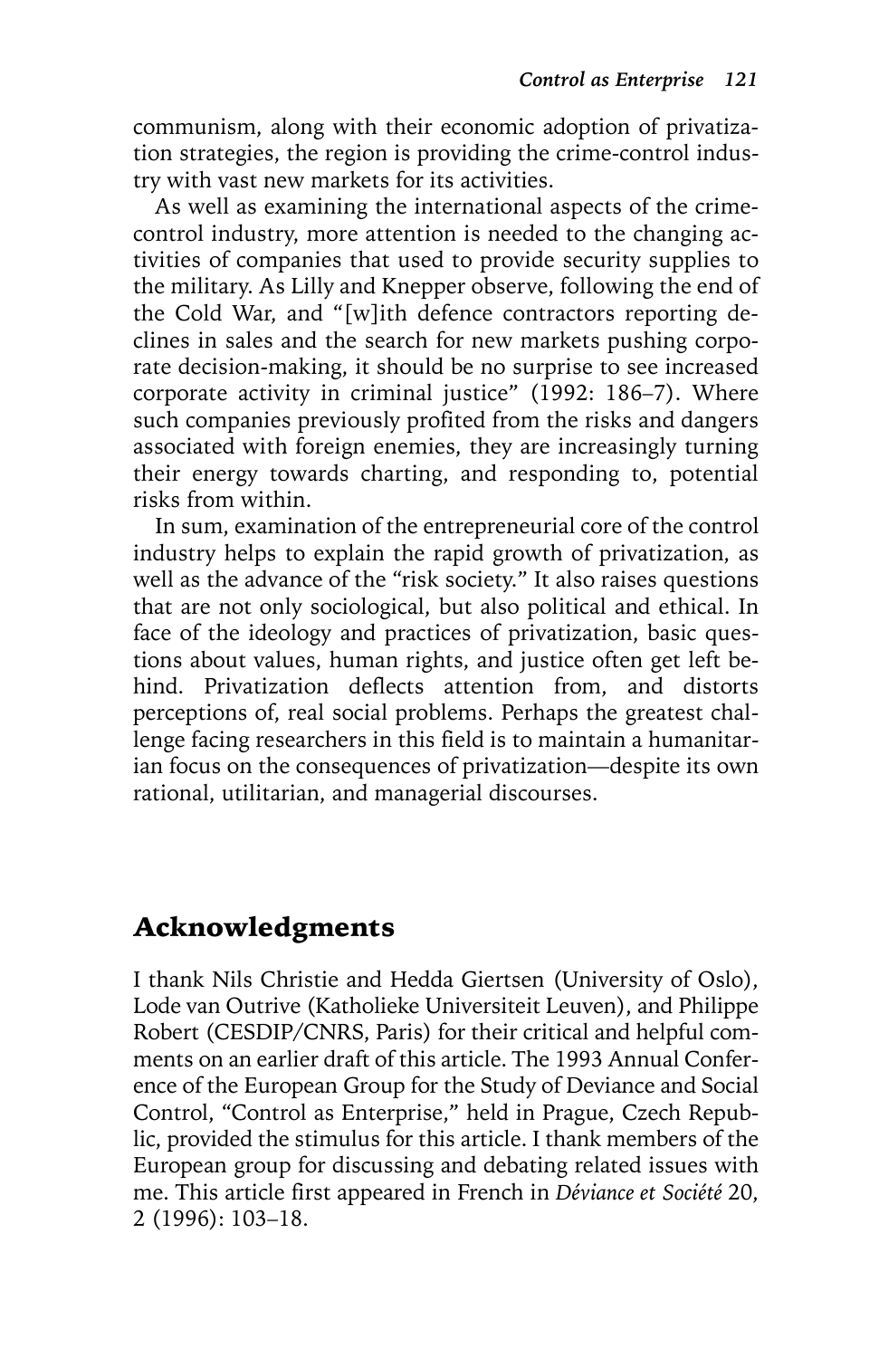communism, along with their economic adoption of privatization strategies, the region is providing the crime-control industry with vast new markets for its activities.

As well as examining the international aspects of the crime-control industry, more attention is needed to the changing activities of companies that used to provide security supplies to the military. As Lilly and Knepper observe, following the end of the Cold War, and "[w]ith defence contractors reporting declines in sales and the search for new markets pushing corporate decision-making, it should be no surprise to see increased corporate activity in criminal justice" (1992: 186–7). Where such companies previously profited from the risks and dangers associated with foreign enemies, they are increasingly turning their energy towards charting, and responding to, potential risks from within.

In sum, examination of the entrepreneurial core of the control industry helps to explain the rapid growth of privatization, as well as the advance of the "risk society." It also raises questions that are not only sociological, but also political and ethical. In face of the ideology and practices of privatization, basic questions about values, human rights, and justice often get left behind. Privatization deflects attention from, and distorts perceptions of, real social problems. Perhaps the greatest challenge facing researchers in this field is to maintain a humanitarian focus on the consequences of privatization—despite its own rational, utilitarian, and managerial discourses.

## Acknowledgments

I thank Nils Christie and Hedda Giertsen (University of Oslo), Lode van Outrive (Katholieke Universiteit Leuven), and Philippe Robert (CESDIP/CNRS, Paris) for their critical and helpful comments on an earlier draft of this article. The 1993 Annual Conference of the European Group for the Study of Deviance and Social Control, "Control as Enterprise," held in Prague, Czech Republic, provided the stimulus for this article. I thank members of the European group for discussing and debating related issues with me. This article first appeared in French in *Déviance et Société* 20, 2 (1996): 103–18.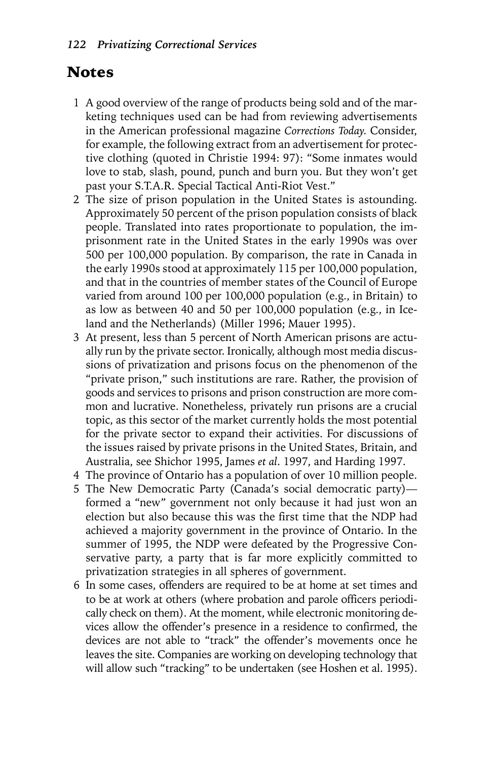## Notes

1. A good overview of the range of products being sold and of the marketing techniques used can be had from reviewing advertisements in the American professional magazine *Corrections Today*. Consider, for example, the following extract from an advertisement for protective clothing (quoted in Christie 1994: 97): "Some inmates would love to stab, slash, pound, punch and burn you. But they won't get past your S.T.A.R. Special Tactical Anti-Riot Vest."
2. The size of prison population in the United States is astounding. Approximately 50 percent of the prison population consists of black people. Translated into rates proportionate to population, the imprisonment rate in the United States in the early 1990s was over 500 per 100,000 population. By comparison, the rate in Canada in the early 1990s stood at approximately 115 per 100,000 population, and that in the countries of member states of the Council of Europe varied from around 100 per 100,000 population (e.g., in Britain) to as low as between 40 and 50 per 100,000 population (e.g., in Iceland and the Netherlands) (Miller 1996; Mauer 1995).
3. At present, less than 5 percent of North American prisons are actually run by the private sector. Ironically, although most media discussions of privatization and prisons focus on the phenomenon of the "private prison," such institutions are rare. Rather, the provision of goods and services to prisons and prison construction are more common and lucrative. Nonetheless, privately run prisons are a crucial topic, as this sector of the market currently holds the most potential for the private sector to expand their activities. For discussions of the issues raised by private prisons in the United States, Britain, and Australia, see Shichor 1995, James *et al*. 1997, and Harding 1997.
4. The province of Ontario has a population of over 10 million people.
5. The New Democratic Party (Canada's social democratic party)—formed a "new" government not only because it had just won an election but also because this was the first time that the NDP had achieved a majority government in the province of Ontario. In the summer of 1995, the NDP were defeated by the Progressive Conservative party, a party that is far more explicitly committed to privatization strategies in all spheres of government.
6. In some cases, offenders are required to be at home at set times and to be at work at others (where probation and parole officers periodically check on them). At the moment, while electronic monitoring devices allow the offender's presence in a residence to confirmed, the devices are not able to "track" the offender's movements once he leaves the site. Companies are working on developing technology that will allow such "tracking" to be undertaken (see Hoshen et al. 1995).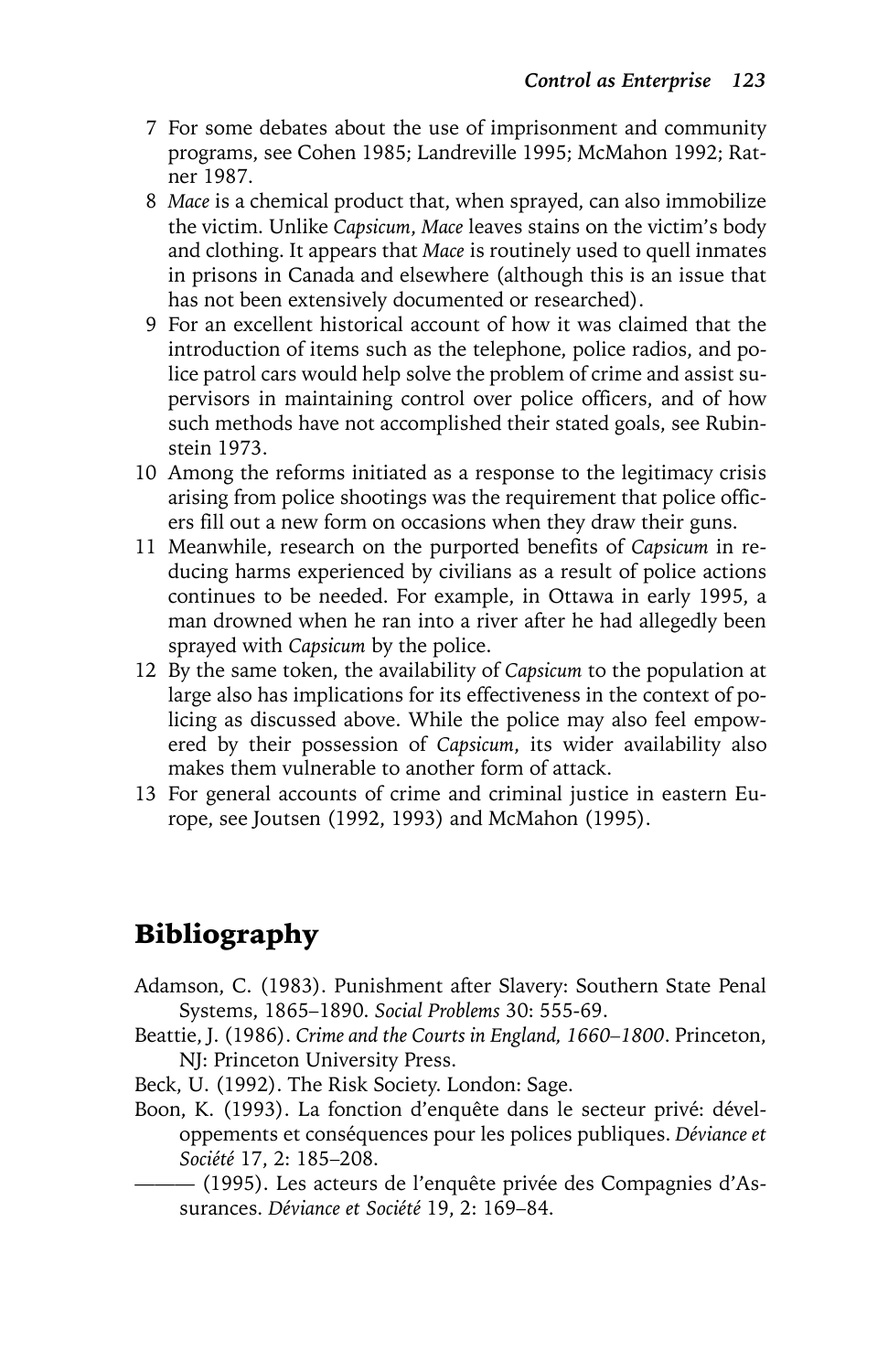7 For some debates about the use of imprisonment and community programs, see Cohen 1985; Landreville 1995; McMahon 1992; Ratner 1987.

8 *Mace* is a chemical product that, when sprayed, can also immobilize the victim. Unlike *Capsicum*, *Mace* leaves stains on the victim's body and clothing. It appears that *Mace* is routinely used to quell inmates in prisons in Canada and elsewhere (although this is an issue that has not been extensively documented or researched).

9 For an excellent historical account of how it was claimed that the introduction of items such as the telephone, police radios, and police patrol cars would help solve the problem of crime and assist supervisors in maintaining control over police officers, and of how such methods have not accomplished their stated goals, see Rubinstein 1973.

10 Among the reforms initiated as a response to the legitimacy crisis arising from police shootings was the requirement that police officers fill out a new form on occasions when they draw their guns.

11 Meanwhile, research on the purported benefits of *Capsicum* in reducing harms experienced by civilians as a result of police actions continues to be needed. For example, in Ottawa in early 1995, a man drowned when he ran into a river after he had allegedly been sprayed with *Capsicum* by the police.

12 By the same token, the availability of *Capsicum* to the population at large also has implications for its effectiveness in the context of policing as discussed above. While the police may also feel empowered by their possession of *Capsicum*, its wider availability also makes them vulnerable to another form of attack.

13 For general accounts of crime and criminal justice in eastern Europe, see Joutsen (1992, 1993) and McMahon (1995).

## Bibliography

Adamson, C. (1983). Punishment after Slavery: Southern State Penal Systems, 1865–1890. *Social Problems* 30: 555-69.

Beattie, J. (1986). *Crime and the Courts in England, 1660–1800*. Princeton, NJ: Princeton University Press.

Beck, U. (1992). The Risk Society. London: Sage.

Boon, K. (1993). La fonction d'enquête dans le secteur privé: développements et conséquences pour les polices publiques. *Déviance et Société* 17, 2: 185–208.

——— (1995). Les acteurs de l'enquête privée des Compagnies d'Assurances. *Déviance et Société* 19, 2: 169–84.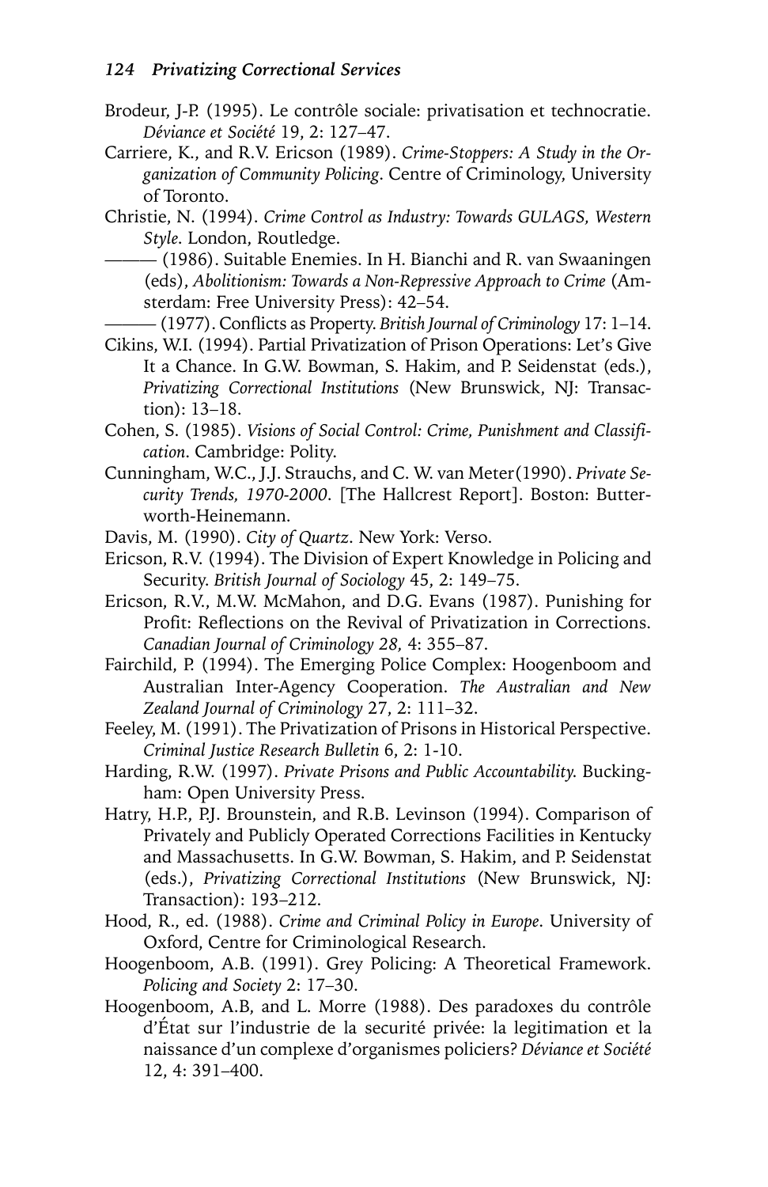Brodeur, J-P. (1995). Le contrôle sociale: privatisation et technocratie. *Déviance et Société* 19, 2: 127–47.

Carriere, K., and R.V. Ericson (1989). *Crime-Stoppers: A Study in the Organization of Community Policing*. Centre of Criminology, University of Toronto.

Christie, N. (1994). *Crime Control as Industry: Towards GULAGS, Western Style*. London, Routledge.

——— (1986). Suitable Enemies. In H. Bianchi and R. van Swaaningen (eds), *Abolitionism: Towards a Non-Repressive Approach to Crime* (Amsterdam: Free University Press): 42–54.

——— (1977). Conflicts as Property. *British Journal of Criminology* 17: 1–14.

Cikins, W.I. (1994). Partial Privatization of Prison Operations: Let's Give It a Chance. In G.W. Bowman, S. Hakim, and P. Seidenstat (eds.), *Privatizing Correctional Institutions* (New Brunswick, NJ: Transaction): 13–18.

Cohen, S. (1985). *Visions of Social Control: Crime, Punishment and Classification*. Cambridge: Polity.

Cunningham, W.C., J.J. Strauchs, and C. W. van Meter(1990). *Private Security Trends, 1970-2000*. [The Hallcrest Report]. Boston: Butterworth-Heinemann.

Davis, M. (1990). *City of Quartz*. New York: Verso.

Ericson, R.V. (1994). The Division of Expert Knowledge in Policing and Security. *British Journal of Sociology* 45, 2: 149–75.

Ericson, R.V., M.W. McMahon, and D.G. Evans (1987). Punishing for Profit: Reflections on the Revival of Privatization in Corrections. *Canadian Journal of Criminology 28,* 4: 355–87.

Fairchild, P. (1994). The Emerging Police Complex: Hoogenboom and Australian Inter-Agency Cooperation. *The Australian and New Zealand Journal of Criminology* 27, 2: 111–32.

Feeley, M. (1991). The Privatization of Prisons in Historical Perspective. *Criminal Justice Research Bulletin* 6, 2: 1-10.

Harding, R.W. (1997). *Private Prisons and Public Accountability.* Buckingham: Open University Press.

Hatry, H.P., P.J. Brounstein, and R.B. Levinson (1994). Comparison of Privately and Publicly Operated Corrections Facilities in Kentucky and Massachusetts. In G.W. Bowman, S. Hakim, and P. Seidenstat (eds.), *Privatizing Correctional Institutions* (New Brunswick, NJ: Transaction): 193–212.

Hood, R., ed. (1988). *Crime and Criminal Policy in Europe*. University of Oxford, Centre for Criminological Research.

Hoogenboom, A.B. (1991). Grey Policing: A Theoretical Framework. *Policing and Society* 2: 17–30.

Hoogenboom, A.B, and L. Morre (1988). Des paradoxes du contrôle d'État sur l'industrie de la securité privée: la legitimation et la naissance d'un complexe d'organismes policiers? *Déviance et Société* 12, 4: 391–400.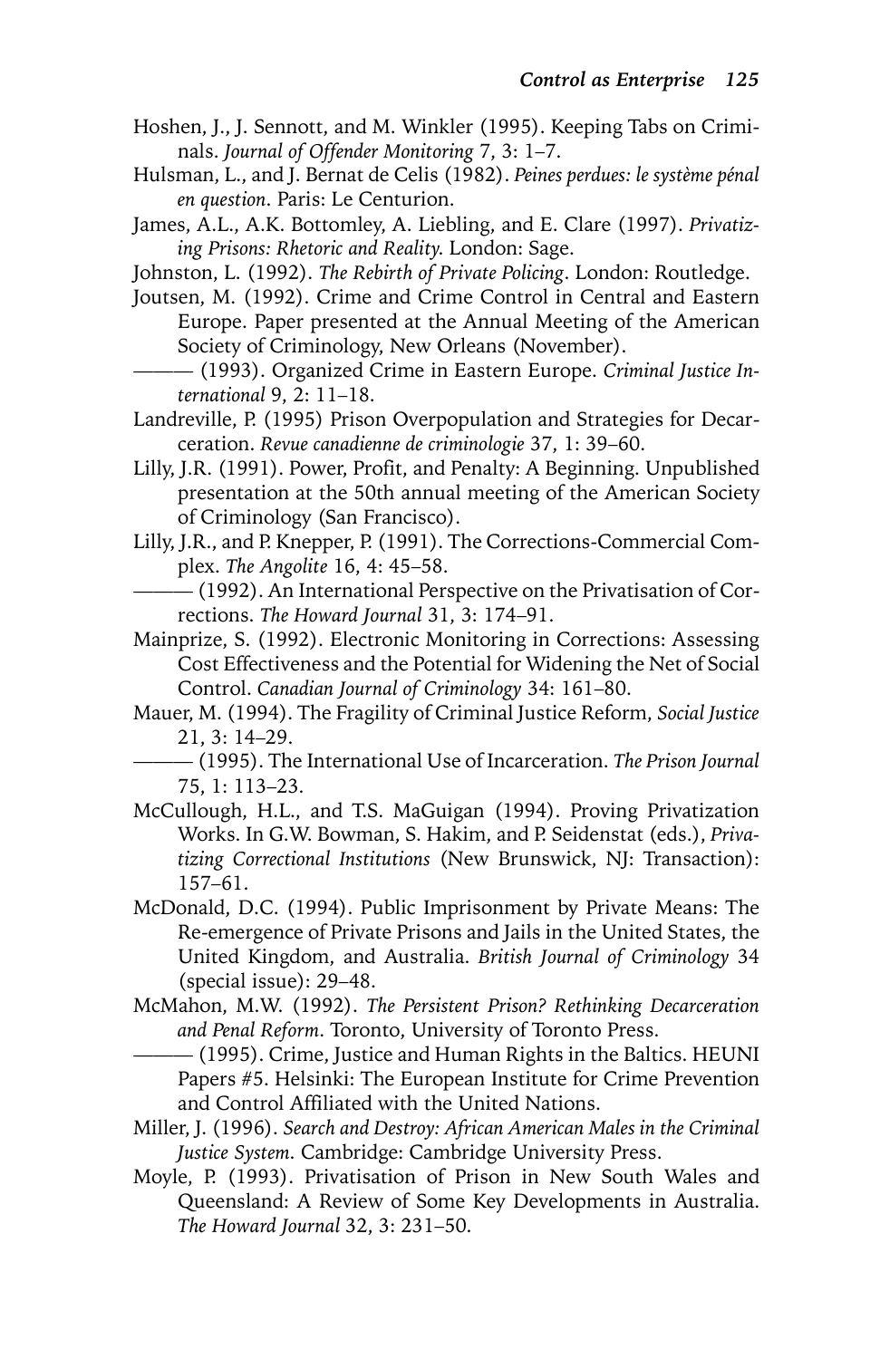Hoshen, J., J. Sennott, and M. Winkler (1995). Keeping Tabs on Criminals. *Journal of Offender Monitoring* 7, 3: 1–7.

Hulsman, L., and J. Bernat de Celis (1982). *Peines perdues: le système pénal en question*. Paris: Le Centurion.

James, A.L., A.K. Bottomley, A. Liebling, and E. Clare (1997). *Privatizing Prisons: Rhetoric and Reality*. London: Sage.

Johnston, L. (1992). *The Rebirth of Private Policing*. London: Routledge.

Joutsen, M. (1992). Crime and Crime Control in Central and Eastern Europe. Paper presented at the Annual Meeting of the American Society of Criminology, New Orleans (November).

——— (1993). Organized Crime in Eastern Europe. *Criminal Justice International* 9, 2: 11–18.

Landreville, P. (1995) Prison Overpopulation and Strategies for Decarceration. *Revue canadienne de criminologie* 37, 1: 39–60.

Lilly, J.R. (1991). Power, Profit, and Penalty: A Beginning. Unpublished presentation at the 50th annual meeting of the American Society of Criminology (San Francisco).

Lilly, J.R., and P. Knepper, P. (1991). The Corrections-Commercial Complex. *The Angolite* 16, 4: 45–58.

——— (1992). An International Perspective on the Privatisation of Corrections. *The Howard Journal* 31, 3: 174–91.

Mainprize, S. (1992). Electronic Monitoring in Corrections: Assessing Cost Effectiveness and the Potential for Widening the Net of Social Control. *Canadian Journal of Criminology* 34: 161–80.

Mauer, M. (1994). The Fragility of Criminal Justice Reform, *Social Justice* 21, 3: 14–29.

——— (1995). The International Use of Incarceration. *The Prison Journal* 75, 1: 113–23.

McCullough, H.L., and T.S. MaGuigan (1994). Proving Privatization Works. In G.W. Bowman, S. Hakim, and P. Seidenstat (eds.), *Privatizing Correctional Institutions* (New Brunswick, NJ: Transaction): 157–61.

McDonald, D.C. (1994). Public Imprisonment by Private Means: The Re-emergence of Private Prisons and Jails in the United States, the United Kingdom, and Australia. *British Journal of Criminology* 34 (special issue): 29–48.

McMahon, M.W. (1992). *The Persistent Prison? Rethinking Decarceration and Penal Reform*. Toronto, University of Toronto Press.

——— (1995). Crime, Justice and Human Rights in the Baltics. HEUNI Papers #5. Helsinki: The European Institute for Crime Prevention and Control Affiliated with the United Nations.

Miller, J. (1996). *Search and Destroy: African American Males in the Criminal Justice System*. Cambridge: Cambridge University Press.

Moyle, P. (1993). Privatisation of Prison in New South Wales and Queensland: A Review of Some Key Developments in Australia. *The Howard Journal* 32, 3: 231–50.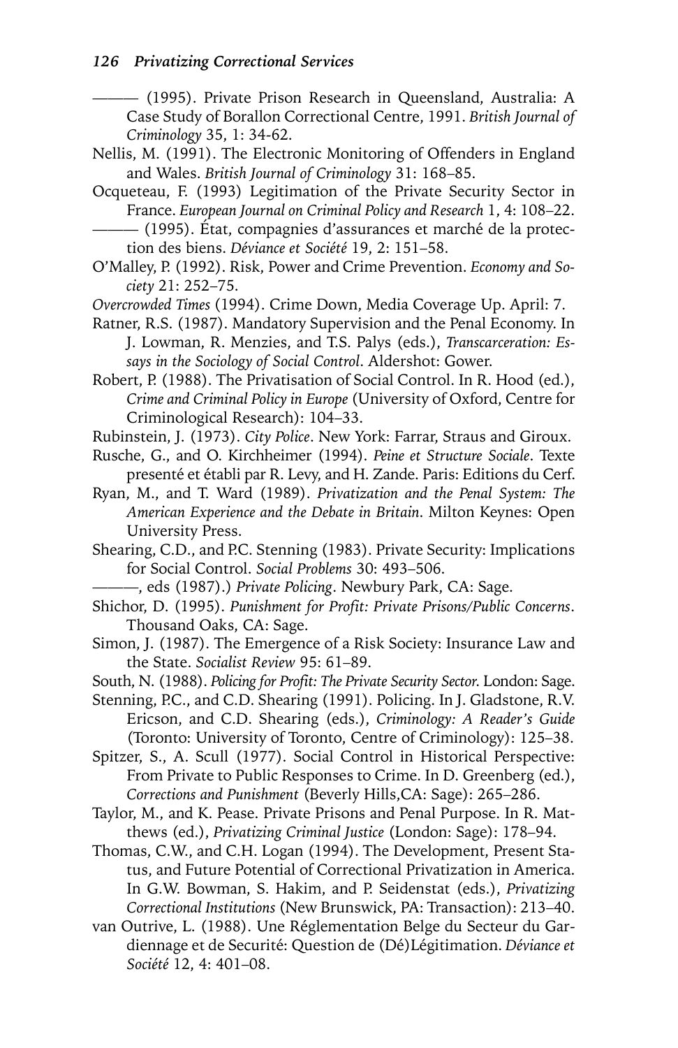——— (1995). Private Prison Research in Queensland, Australia: A Case Study of Borallon Correctional Centre, 1991. *British Journal of Criminology* 35, 1: 34-62.

Nellis, M. (1991). The Electronic Monitoring of Offenders in England and Wales. *British Journal of Criminology* 31: 168–85.

Ocqueteau, F. (1993) Legitimation of the Private Security Sector in France. *European Journal on Criminal Policy and Research* 1, 4: 108–22.

——— (1995). État, compagnies d'assurances et marché de la protection des biens. *Déviance et Société* 19, 2: 151–58.

O'Malley, P. (1992). Risk, Power and Crime Prevention. *Economy and Society* 21: 252–75.

*Overcrowded Times* (1994). Crime Down, Media Coverage Up. April: 7.

Ratner, R.S. (1987). Mandatory Supervision and the Penal Economy. In J. Lowman, R. Menzies, and T.S. Palys (eds.), *Transcarceration: Essays in the Sociology of Social Control*. Aldershot: Gower.

Robert, P. (1988). The Privatisation of Social Control. In R. Hood (ed.), *Crime and Criminal Policy in Europe* (University of Oxford, Centre for Criminological Research): 104–33.

Rubinstein, J. (1973). *City Police*. New York: Farrar, Straus and Giroux.

Rusche, G., and O. Kirchheimer (1994). *Peine et Structure Sociale*. Texte presenté et établi par R. Levy, and H. Zande. Paris: Editions du Cerf.

Ryan, M., and T. Ward (1989). *Privatization and the Penal System: The American Experience and the Debate in Britain*. Milton Keynes: Open University Press.

Shearing, C.D., and P.C. Stenning (1983). Private Security: Implications for Social Control. *Social Problems* 30: 493–506.

———, eds (1987).) *Private Policing*. Newbury Park, CA: Sage.

Shichor, D. (1995). *Punishment for Profit: Private Prisons/Public Concerns*. Thousand Oaks, CA: Sage.

Simon, J. (1987). The Emergence of a Risk Society: Insurance Law and the State. *Socialist Review* 95: 61–89.

South, N. (1988). *Policing for Profit: The Private Security Sector.* London: Sage.

Stenning, P.C., and C.D. Shearing (1991). Policing. In J. Gladstone, R.V. Ericson, and C.D. Shearing (eds.), *Criminology: A Reader's Guide* (Toronto: University of Toronto, Centre of Criminology): 125–38.

Spitzer, S., A. Scull (1977). Social Control in Historical Perspective: From Private to Public Responses to Crime. In D. Greenberg (ed.), *Corrections and Punishment* (Beverly Hills,CA: Sage): 265–286.

Taylor, M., and K. Pease. Private Prisons and Penal Purpose. In R. Matthews (ed.), *Privatizing Criminal Justice* (London: Sage): 178–94.

Thomas, C.W., and C.H. Logan (1994). The Development, Present Status, and Future Potential of Correctional Privatization in America. In G.W. Bowman, S. Hakim, and P. Seidenstat (eds.), *Privatizing Correctional Institutions* (New Brunswick, PA: Transaction): 213–40.

van Outrive, L. (1988). Une Réglementation Belge du Secteur du Gardiennage et de Securité: Question de (Dé)Légitimation. *Déviance et Société* 12, 4: 401–08.